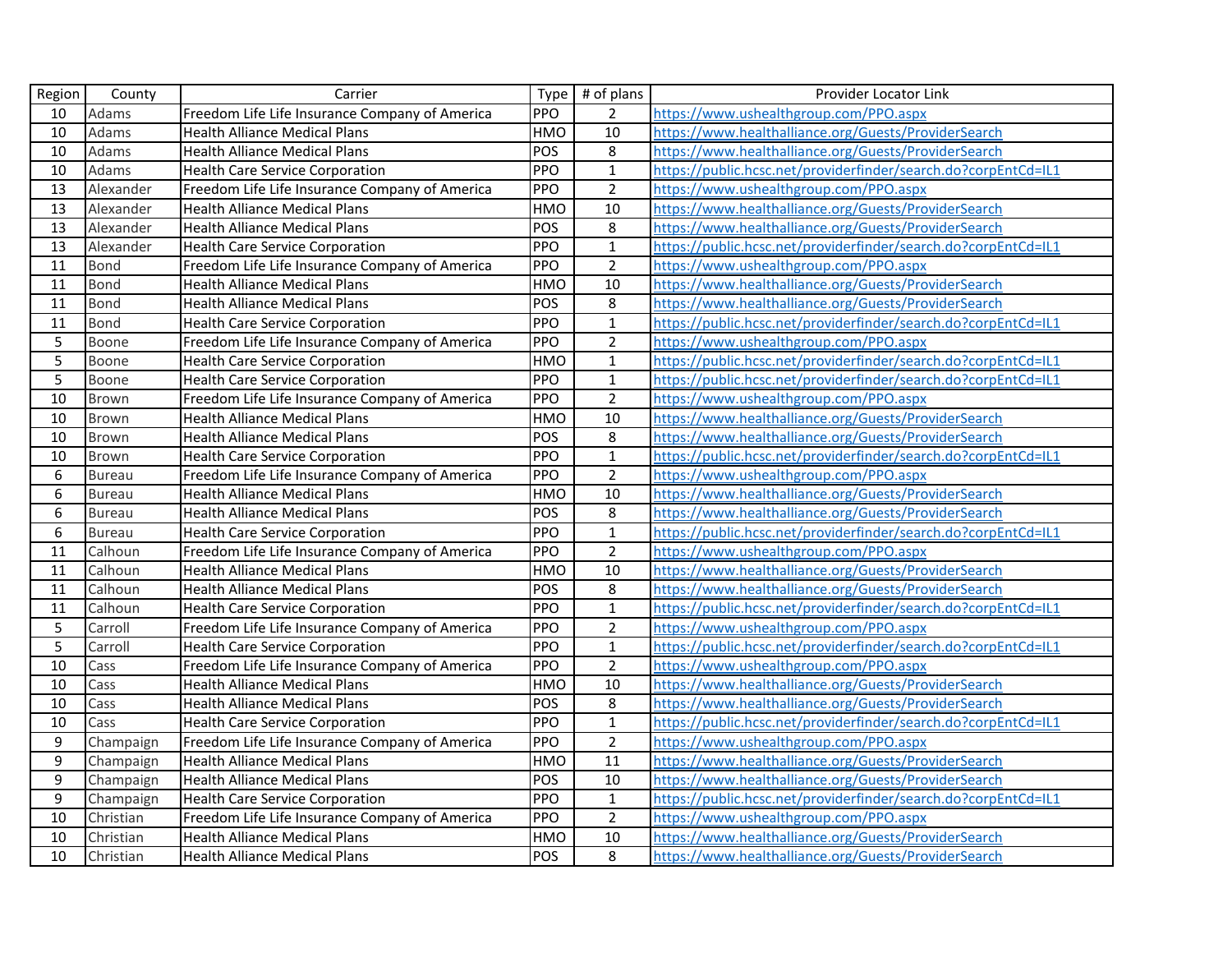| Region | County | Carrier | Type | # of plans | Provider Locator Link |
|---|---|---|---|---|---|
| 10 | Adams | Freedom Life Life Insurance Company of America | PPO | 2 | https://www.ushealthgroup.com/PPO.aspx |
| 10 | Adams | Health Alliance Medical Plans | HMO | 10 | https://www.healthalliance.org/Guests/ProviderSearch |
| 10 | Adams | Health Alliance Medical Plans | POS | 8 | https://www.healthalliance.org/Guests/ProviderSearch |
| 10 | Adams | Health Care Service Corporation | PPO | 1 | https://public.hcsc.net/providerfinder/search.do?corpEntCd=IL1 |
| 13 | Alexander | Freedom Life Life Insurance Company of America | PPO | 2 | https://www.ushealthgroup.com/PPO.aspx |
| 13 | Alexander | Health Alliance Medical Plans | HMO | 10 | https://www.healthalliance.org/Guests/ProviderSearch |
| 13 | Alexander | Health Alliance Medical Plans | POS | 8 | https://www.healthalliance.org/Guests/ProviderSearch |
| 13 | Alexander | Health Care Service Corporation | PPO | 1 | https://public.hcsc.net/providerfinder/search.do?corpEntCd=IL1 |
| 11 | Bond | Freedom Life Life Insurance Company of America | PPO | 2 | https://www.ushealthgroup.com/PPO.aspx |
| 11 | Bond | Health Alliance Medical Plans | HMO | 10 | https://www.healthalliance.org/Guests/ProviderSearch |
| 11 | Bond | Health Alliance Medical Plans | POS | 8 | https://www.healthalliance.org/Guests/ProviderSearch |
| 11 | Bond | Health Care Service Corporation | PPO | 1 | https://public.hcsc.net/providerfinder/search.do?corpEntCd=IL1 |
| 5 | Boone | Freedom Life Life Insurance Company of America | PPO | 2 | https://www.ushealthgroup.com/PPO.aspx |
| 5 | Boone | Health Care Service Corporation | HMO | 1 | https://public.hcsc.net/providerfinder/search.do?corpEntCd=IL1 |
| 5 | Boone | Health Care Service Corporation | PPO | 1 | https://public.hcsc.net/providerfinder/search.do?corpEntCd=IL1 |
| 10 | Brown | Freedom Life Life Insurance Company of America | PPO | 2 | https://www.ushealthgroup.com/PPO.aspx |
| 10 | Brown | Health Alliance Medical Plans | HMO | 10 | https://www.healthalliance.org/Guests/ProviderSearch |
| 10 | Brown | Health Alliance Medical Plans | POS | 8 | https://www.healthalliance.org/Guests/ProviderSearch |
| 10 | Brown | Health Care Service Corporation | PPO | 1 | https://public.hcsc.net/providerfinder/search.do?corpEntCd=IL1 |
| 6 | Bureau | Freedom Life Life Insurance Company of America | PPO | 2 | https://www.ushealthgroup.com/PPO.aspx |
| 6 | Bureau | Health Alliance Medical Plans | HMO | 10 | https://www.healthalliance.org/Guests/ProviderSearch |
| 6 | Bureau | Health Alliance Medical Plans | POS | 8 | https://www.healthalliance.org/Guests/ProviderSearch |
| 6 | Bureau | Health Care Service Corporation | PPO | 1 | https://public.hcsc.net/providerfinder/search.do?corpEntCd=IL1 |
| 11 | Calhoun | Freedom Life Life Insurance Company of America | PPO | 2 | https://www.ushealthgroup.com/PPO.aspx |
| 11 | Calhoun | Health Alliance Medical Plans | HMO | 10 | https://www.healthalliance.org/Guests/ProviderSearch |
| 11 | Calhoun | Health Alliance Medical Plans | POS | 8 | https://www.healthalliance.org/Guests/ProviderSearch |
| 11 | Calhoun | Health Care Service Corporation | PPO | 1 | https://public.hcsc.net/providerfinder/search.do?corpEntCd=IL1 |
| 5 | Carroll | Freedom Life Life Insurance Company of America | PPO | 2 | https://www.ushealthgroup.com/PPO.aspx |
| 5 | Carroll | Health Care Service Corporation | PPO | 1 | https://public.hcsc.net/providerfinder/search.do?corpEntCd=IL1 |
| 10 | Cass | Freedom Life Life Insurance Company of America | PPO | 2 | https://www.ushealthgroup.com/PPO.aspx |
| 10 | Cass | Health Alliance Medical Plans | HMO | 10 | https://www.healthalliance.org/Guests/ProviderSearch |
| 10 | Cass | Health Alliance Medical Plans | POS | 8 | https://www.healthalliance.org/Guests/ProviderSearch |
| 10 | Cass | Health Care Service Corporation | PPO | 1 | https://public.hcsc.net/providerfinder/search.do?corpEntCd=IL1 |
| 9 | Champaign | Freedom Life Life Insurance Company of America | PPO | 2 | https://www.ushealthgroup.com/PPO.aspx |
| 9 | Champaign | Health Alliance Medical Plans | HMO | 11 | https://www.healthalliance.org/Guests/ProviderSearch |
| 9 | Champaign | Health Alliance Medical Plans | POS | 10 | https://www.healthalliance.org/Guests/ProviderSearch |
| 9 | Champaign | Health Care Service Corporation | PPO | 1 | https://public.hcsc.net/providerfinder/search.do?corpEntCd=IL1 |
| 10 | Christian | Freedom Life Life Insurance Company of America | PPO | 2 | https://www.ushealthgroup.com/PPO.aspx |
| 10 | Christian | Health Alliance Medical Plans | HMO | 10 | https://www.healthalliance.org/Guests/ProviderSearch |
| 10 | Christian | Health Alliance Medical Plans | POS | 8 | https://www.healthalliance.org/Guests/ProviderSearch |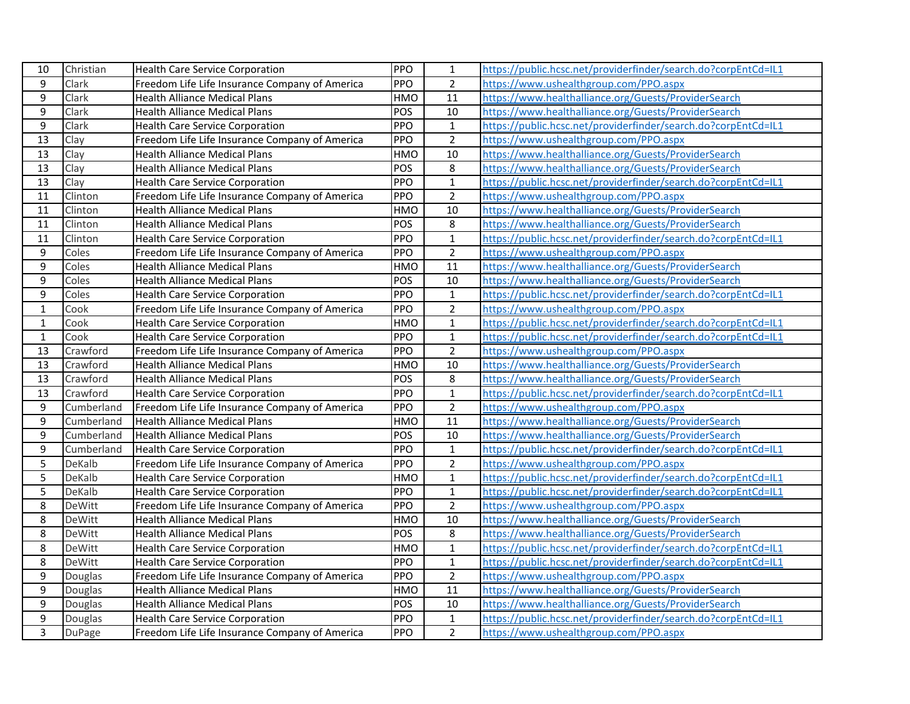| | | | | | |
|---|---|---|---|---|---|
| 10 | Christian | Health Care Service Corporation | PPO | 1 | https://public.hcsc.net/providerfinder/search.do?corpEntCd=IL1 |
| 9 | Clark | Freedom Life Life Insurance Company of America | PPO | 2 | https://www.ushealthgroup.com/PPO.aspx |
| 9 | Clark | Health Alliance Medical Plans | HMO | 11 | https://www.healthalliance.org/Guests/ProviderSearch |
| 9 | Clark | Health Alliance Medical Plans | POS | 10 | https://www.healthalliance.org/Guests/ProviderSearch |
| 9 | Clark | Health Care Service Corporation | PPO | 1 | https://public.hcsc.net/providerfinder/search.do?corpEntCd=IL1 |
| 13 | Clay | Freedom Life Life Insurance Company of America | PPO | 2 | https://www.ushealthgroup.com/PPO.aspx |
| 13 | Clay | Health Alliance Medical Plans | HMO | 10 | https://www.healthalliance.org/Guests/ProviderSearch |
| 13 | Clay | Health Alliance Medical Plans | POS | 8 | https://www.healthalliance.org/Guests/ProviderSearch |
| 13 | Clay | Health Care Service Corporation | PPO | 1 | https://public.hcsc.net/providerfinder/search.do?corpEntCd=IL1 |
| 11 | Clinton | Freedom Life Life Insurance Company of America | PPO | 2 | https://www.ushealthgroup.com/PPO.aspx |
| 11 | Clinton | Health Alliance Medical Plans | HMO | 10 | https://www.healthalliance.org/Guests/ProviderSearch |
| 11 | Clinton | Health Alliance Medical Plans | POS | 8 | https://www.healthalliance.org/Guests/ProviderSearch |
| 11 | Clinton | Health Care Service Corporation | PPO | 1 | https://public.hcsc.net/providerfinder/search.do?corpEntCd=IL1 |
| 9 | Coles | Freedom Life Life Insurance Company of America | PPO | 2 | https://www.ushealthgroup.com/PPO.aspx |
| 9 | Coles | Health Alliance Medical Plans | HMO | 11 | https://www.healthalliance.org/Guests/ProviderSearch |
| 9 | Coles | Health Alliance Medical Plans | POS | 10 | https://www.healthalliance.org/Guests/ProviderSearch |
| 9 | Coles | Health Care Service Corporation | PPO | 1 | https://public.hcsc.net/providerfinder/search.do?corpEntCd=IL1 |
| 1 | Cook | Freedom Life Life Insurance Company of America | PPO | 2 | https://www.ushealthgroup.com/PPO.aspx |
| 1 | Cook | Health Care Service Corporation | HMO | 1 | https://public.hcsc.net/providerfinder/search.do?corpEntCd=IL1 |
| 1 | Cook | Health Care Service Corporation | PPO | 1 | https://public.hcsc.net/providerfinder/search.do?corpEntCd=IL1 |
| 13 | Crawford | Freedom Life Life Insurance Company of America | PPO | 2 | https://www.ushealthgroup.com/PPO.aspx |
| 13 | Crawford | Health Alliance Medical Plans | HMO | 10 | https://www.healthalliance.org/Guests/ProviderSearch |
| 13 | Crawford | Health Alliance Medical Plans | POS | 8 | https://www.healthalliance.org/Guests/ProviderSearch |
| 13 | Crawford | Health Care Service Corporation | PPO | 1 | https://public.hcsc.net/providerfinder/search.do?corpEntCd=IL1 |
| 9 | Cumberland | Freedom Life Life Insurance Company of America | PPO | 2 | https://www.ushealthgroup.com/PPO.aspx |
| 9 | Cumberland | Health Alliance Medical Plans | HMO | 11 | https://www.healthalliance.org/Guests/ProviderSearch |
| 9 | Cumberland | Health Alliance Medical Plans | POS | 10 | https://www.healthalliance.org/Guests/ProviderSearch |
| 9 | Cumberland | Health Care Service Corporation | PPO | 1 | https://public.hcsc.net/providerfinder/search.do?corpEntCd=IL1 |
| 5 | DeKalb | Freedom Life Life Insurance Company of America | PPO | 2 | https://www.ushealthgroup.com/PPO.aspx |
| 5 | DeKalb | Health Care Service Corporation | HMO | 1 | https://public.hcsc.net/providerfinder/search.do?corpEntCd=IL1 |
| 5 | DeKalb | Health Care Service Corporation | PPO | 1 | https://public.hcsc.net/providerfinder/search.do?corpEntCd=IL1 |
| 8 | DeWitt | Freedom Life Life Insurance Company of America | PPO | 2 | https://www.ushealthgroup.com/PPO.aspx |
| 8 | DeWitt | Health Alliance Medical Plans | HMO | 10 | https://www.healthalliance.org/Guests/ProviderSearch |
| 8 | DeWitt | Health Alliance Medical Plans | POS | 8 | https://www.healthalliance.org/Guests/ProviderSearch |
| 8 | DeWitt | Health Care Service Corporation | HMO | 1 | https://public.hcsc.net/providerfinder/search.do?corpEntCd=IL1 |
| 8 | DeWitt | Health Care Service Corporation | PPO | 1 | https://public.hcsc.net/providerfinder/search.do?corpEntCd=IL1 |
| 9 | Douglas | Freedom Life Life Insurance Company of America | PPO | 2 | https://www.ushealthgroup.com/PPO.aspx |
| 9 | Douglas | Health Alliance Medical Plans | HMO | 11 | https://www.healthalliance.org/Guests/ProviderSearch |
| 9 | Douglas | Health Alliance Medical Plans | POS | 10 | https://www.healthalliance.org/Guests/ProviderSearch |
| 9 | Douglas | Health Care Service Corporation | PPO | 1 | https://public.hcsc.net/providerfinder/search.do?corpEntCd=IL1 |
| 3 | DuPage | Freedom Life Life Insurance Company of America | PPO | 2 | https://www.ushealthgroup.com/PPO.aspx |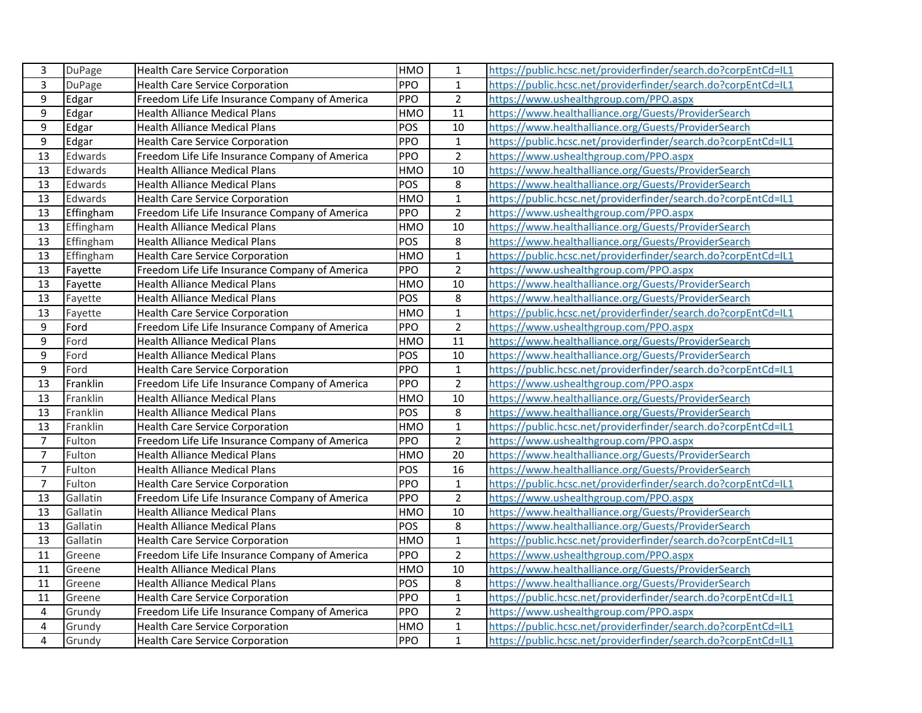| | | | | | |
|---|---|---|---|---|---|
| 3 | DuPage | Health Care Service Corporation | HMO | 1 | https://public.hcsc.net/providerfinder/search.do?corpEntCd=IL1 |
| 3 | DuPage | Health Care Service Corporation | PPO | 1 | https://public.hcsc.net/providerfinder/search.do?corpEntCd=IL1 |
| 9 | Edgar | Freedom Life Life Insurance Company of America | PPO | 2 | https://www.ushealthgroup.com/PPO.aspx |
| 9 | Edgar | Health Alliance Medical Plans | HMO | 11 | https://www.healthalliance.org/Guests/ProviderSearch |
| 9 | Edgar | Health Alliance Medical Plans | POS | 10 | https://www.healthalliance.org/Guests/ProviderSearch |
| 9 | Edgar | Health Care Service Corporation | PPO | 1 | https://public.hcsc.net/providerfinder/search.do?corpEntCd=IL1 |
| 13 | Edwards | Freedom Life Life Insurance Company of America | PPO | 2 | https://www.ushealthgroup.com/PPO.aspx |
| 13 | Edwards | Health Alliance Medical Plans | HMO | 10 | https://www.healthalliance.org/Guests/ProviderSearch |
| 13 | Edwards | Health Alliance Medical Plans | POS | 8 | https://www.healthalliance.org/Guests/ProviderSearch |
| 13 | Edwards | Health Care Service Corporation | HMO | 1 | https://public.hcsc.net/providerfinder/search.do?corpEntCd=IL1 |
| 13 | Effingham | Freedom Life Life Insurance Company of America | PPO | 2 | https://www.ushealthgroup.com/PPO.aspx |
| 13 | Effingham | Health Alliance Medical Plans | HMO | 10 | https://www.healthalliance.org/Guests/ProviderSearch |
| 13 | Effingham | Health Alliance Medical Plans | POS | 8 | https://www.healthalliance.org/Guests/ProviderSearch |
| 13 | Effingham | Health Care Service Corporation | HMO | 1 | https://public.hcsc.net/providerfinder/search.do?corpEntCd=IL1 |
| 13 | Fayette | Freedom Life Life Insurance Company of America | PPO | 2 | https://www.ushealthgroup.com/PPO.aspx |
| 13 | Fayette | Health Alliance Medical Plans | HMO | 10 | https://www.healthalliance.org/Guests/ProviderSearch |
| 13 | Fayette | Health Alliance Medical Plans | POS | 8 | https://www.healthalliance.org/Guests/ProviderSearch |
| 13 | Fayette | Health Care Service Corporation | HMO | 1 | https://public.hcsc.net/providerfinder/search.do?corpEntCd=IL1 |
| 9 | Ford | Freedom Life Life Insurance Company of America | PPO | 2 | https://www.ushealthgroup.com/PPO.aspx |
| 9 | Ford | Health Alliance Medical Plans | HMO | 11 | https://www.healthalliance.org/Guests/ProviderSearch |
| 9 | Ford | Health Alliance Medical Plans | POS | 10 | https://www.healthalliance.org/Guests/ProviderSearch |
| 9 | Ford | Health Care Service Corporation | PPO | 1 | https://public.hcsc.net/providerfinder/search.do?corpEntCd=IL1 |
| 13 | Franklin | Freedom Life Life Insurance Company of America | PPO | 2 | https://www.ushealthgroup.com/PPO.aspx |
| 13 | Franklin | Health Alliance Medical Plans | HMO | 10 | https://www.healthalliance.org/Guests/ProviderSearch |
| 13 | Franklin | Health Alliance Medical Plans | POS | 8 | https://www.healthalliance.org/Guests/ProviderSearch |
| 13 | Franklin | Health Care Service Corporation | HMO | 1 | https://public.hcsc.net/providerfinder/search.do?corpEntCd=IL1 |
| 7 | Fulton | Freedom Life Life Insurance Company of America | PPO | 2 | https://www.ushealthgroup.com/PPO.aspx |
| 7 | Fulton | Health Alliance Medical Plans | HMO | 20 | https://www.healthalliance.org/Guests/ProviderSearch |
| 7 | Fulton | Health Alliance Medical Plans | POS | 16 | https://www.healthalliance.org/Guests/ProviderSearch |
| 7 | Fulton | Health Care Service Corporation | PPO | 1 | https://public.hcsc.net/providerfinder/search.do?corpEntCd=IL1 |
| 13 | Gallatin | Freedom Life Life Insurance Company of America | PPO | 2 | https://www.ushealthgroup.com/PPO.aspx |
| 13 | Gallatin | Health Alliance Medical Plans | HMO | 10 | https://www.healthalliance.org/Guests/ProviderSearch |
| 13 | Gallatin | Health Alliance Medical Plans | POS | 8 | https://www.healthalliance.org/Guests/ProviderSearch |
| 13 | Gallatin | Health Care Service Corporation | HMO | 1 | https://public.hcsc.net/providerfinder/search.do?corpEntCd=IL1 |
| 11 | Greene | Freedom Life Life Insurance Company of America | PPO | 2 | https://www.ushealthgroup.com/PPO.aspx |
| 11 | Greene | Health Alliance Medical Plans | HMO | 10 | https://www.healthalliance.org/Guests/ProviderSearch |
| 11 | Greene | Health Alliance Medical Plans | POS | 8 | https://www.healthalliance.org/Guests/ProviderSearch |
| 11 | Greene | Health Care Service Corporation | PPO | 1 | https://public.hcsc.net/providerfinder/search.do?corpEntCd=IL1 |
| 4 | Grundy | Freedom Life Life Insurance Company of America | PPO | 2 | https://www.ushealthgroup.com/PPO.aspx |
| 4 | Grundy | Health Care Service Corporation | HMO | 1 | https://public.hcsc.net/providerfinder/search.do?corpEntCd=IL1 |
| 4 | Grundy | Health Care Service Corporation | PPO | 1 | https://public.hcsc.net/providerfinder/search.do?corpEntCd=IL1 |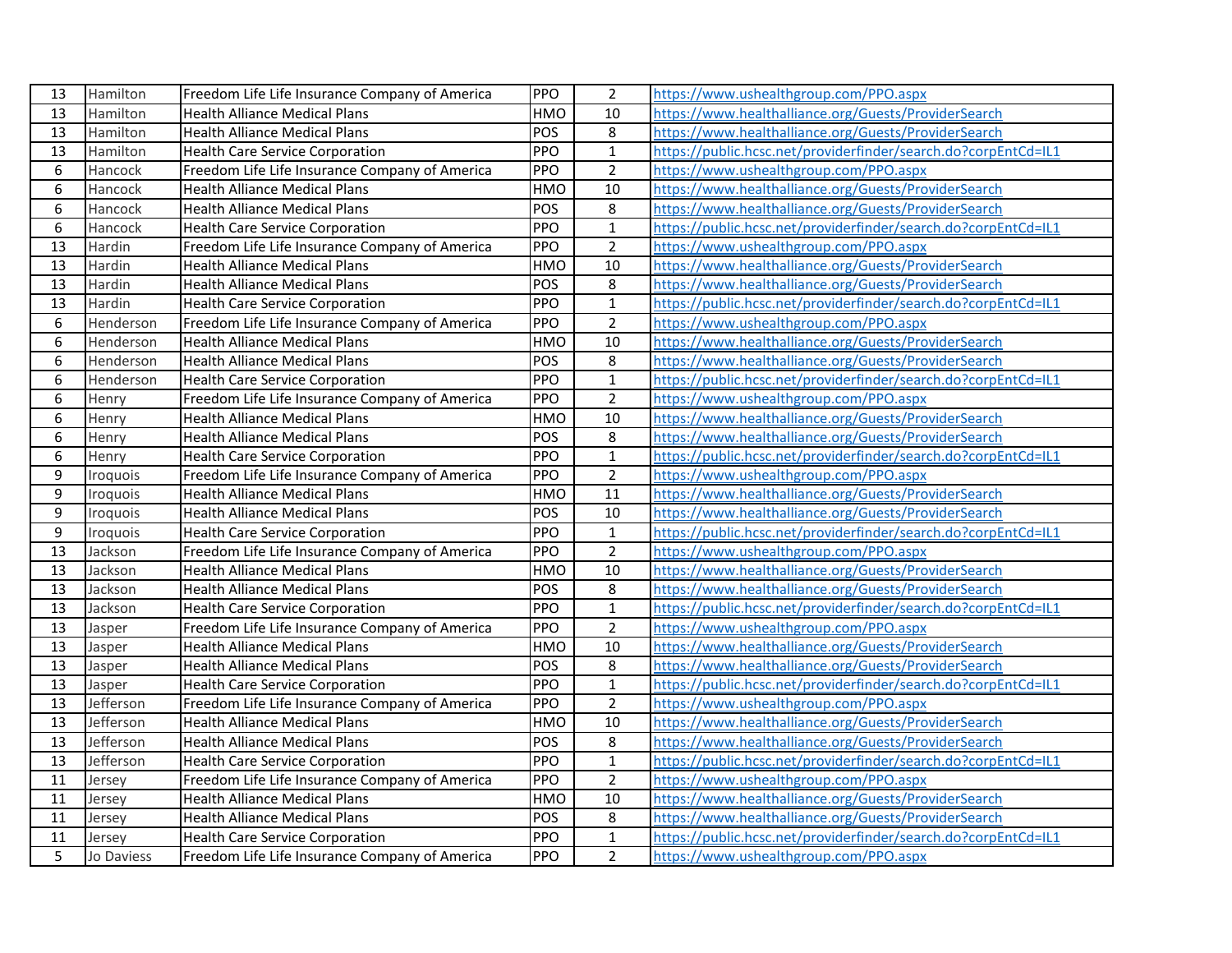| | | | | | |
|---|---|---|---|---|---|
| 13 | Hamilton | Freedom Life Life Insurance Company of America | PPO | 2 | https://www.ushealthgroup.com/PPO.aspx |
| 13 | Hamilton | Health Alliance Medical Plans | HMO | 10 | https://www.healthalliance.org/Guests/ProviderSearch |
| 13 | Hamilton | Health Alliance Medical Plans | POS | 8 | https://www.healthalliance.org/Guests/ProviderSearch |
| 13 | Hamilton | Health Care Service Corporation | PPO | 1 | https://public.hcsc.net/providerfinder/search.do?corpEntCd=IL1 |
| 6 | Hancock | Freedom Life Life Insurance Company of America | PPO | 2 | https://www.ushealthgroup.com/PPO.aspx |
| 6 | Hancock | Health Alliance Medical Plans | HMO | 10 | https://www.healthalliance.org/Guests/ProviderSearch |
| 6 | Hancock | Health Alliance Medical Plans | POS | 8 | https://www.healthalliance.org/Guests/ProviderSearch |
| 6 | Hancock | Health Care Service Corporation | PPO | 1 | https://public.hcsc.net/providerfinder/search.do?corpEntCd=IL1 |
| 13 | Hardin | Freedom Life Life Insurance Company of America | PPO | 2 | https://www.ushealthgroup.com/PPO.aspx |
| 13 | Hardin | Health Alliance Medical Plans | HMO | 10 | https://www.healthalliance.org/Guests/ProviderSearch |
| 13 | Hardin | Health Alliance Medical Plans | POS | 8 | https://www.healthalliance.org/Guests/ProviderSearch |
| 13 | Hardin | Health Care Service Corporation | PPO | 1 | https://public.hcsc.net/providerfinder/search.do?corpEntCd=IL1 |
| 6 | Henderson | Freedom Life Life Insurance Company of America | PPO | 2 | https://www.ushealthgroup.com/PPO.aspx |
| 6 | Henderson | Health Alliance Medical Plans | HMO | 10 | https://www.healthalliance.org/Guests/ProviderSearch |
| 6 | Henderson | Health Alliance Medical Plans | POS | 8 | https://www.healthalliance.org/Guests/ProviderSearch |
| 6 | Henderson | Health Care Service Corporation | PPO | 1 | https://public.hcsc.net/providerfinder/search.do?corpEntCd=IL1 |
| 6 | Henry | Freedom Life Life Insurance Company of America | PPO | 2 | https://www.ushealthgroup.com/PPO.aspx |
| 6 | Henry | Health Alliance Medical Plans | HMO | 10 | https://www.healthalliance.org/Guests/ProviderSearch |
| 6 | Henry | Health Alliance Medical Plans | POS | 8 | https://www.healthalliance.org/Guests/ProviderSearch |
| 6 | Henry | Health Care Service Corporation | PPO | 1 | https://public.hcsc.net/providerfinder/search.do?corpEntCd=IL1 |
| 9 | Iroquois | Freedom Life Life Insurance Company of America | PPO | 2 | https://www.ushealthgroup.com/PPO.aspx |
| 9 | Iroquois | Health Alliance Medical Plans | HMO | 11 | https://www.healthalliance.org/Guests/ProviderSearch |
| 9 | Iroquois | Health Alliance Medical Plans | POS | 10 | https://www.healthalliance.org/Guests/ProviderSearch |
| 9 | Iroquois | Health Care Service Corporation | PPO | 1 | https://public.hcsc.net/providerfinder/search.do?corpEntCd=IL1 |
| 13 | Jackson | Freedom Life Life Insurance Company of America | PPO | 2 | https://www.ushealthgroup.com/PPO.aspx |
| 13 | Jackson | Health Alliance Medical Plans | HMO | 10 | https://www.healthalliance.org/Guests/ProviderSearch |
| 13 | Jackson | Health Alliance Medical Plans | POS | 8 | https://www.healthalliance.org/Guests/ProviderSearch |
| 13 | Jackson | Health Care Service Corporation | PPO | 1 | https://public.hcsc.net/providerfinder/search.do?corpEntCd=IL1 |
| 13 | Jasper | Freedom Life Life Insurance Company of America | PPO | 2 | https://www.ushealthgroup.com/PPO.aspx |
| 13 | Jasper | Health Alliance Medical Plans | HMO | 10 | https://www.healthalliance.org/Guests/ProviderSearch |
| 13 | Jasper | Health Alliance Medical Plans | POS | 8 | https://www.healthalliance.org/Guests/ProviderSearch |
| 13 | Jasper | Health Care Service Corporation | PPO | 1 | https://public.hcsc.net/providerfinder/search.do?corpEntCd=IL1 |
| 13 | Jefferson | Freedom Life Life Insurance Company of America | PPO | 2 | https://www.ushealthgroup.com/PPO.aspx |
| 13 | Jefferson | Health Alliance Medical Plans | HMO | 10 | https://www.healthalliance.org/Guests/ProviderSearch |
| 13 | Jefferson | Health Alliance Medical Plans | POS | 8 | https://www.healthalliance.org/Guests/ProviderSearch |
| 13 | Jefferson | Health Care Service Corporation | PPO | 1 | https://public.hcsc.net/providerfinder/search.do?corpEntCd=IL1 |
| 11 | Jersey | Freedom Life Life Insurance Company of America | PPO | 2 | https://www.ushealthgroup.com/PPO.aspx |
| 11 | Jersey | Health Alliance Medical Plans | HMO | 10 | https://www.healthalliance.org/Guests/ProviderSearch |
| 11 | Jersey | Health Alliance Medical Plans | POS | 8 | https://www.healthalliance.org/Guests/ProviderSearch |
| 11 | Jersey | Health Care Service Corporation | PPO | 1 | https://public.hcsc.net/providerfinder/search.do?corpEntCd=IL1 |
| 5 | Jo Daviess | Freedom Life Life Insurance Company of America | PPO | 2 | https://www.ushealthgroup.com/PPO.aspx |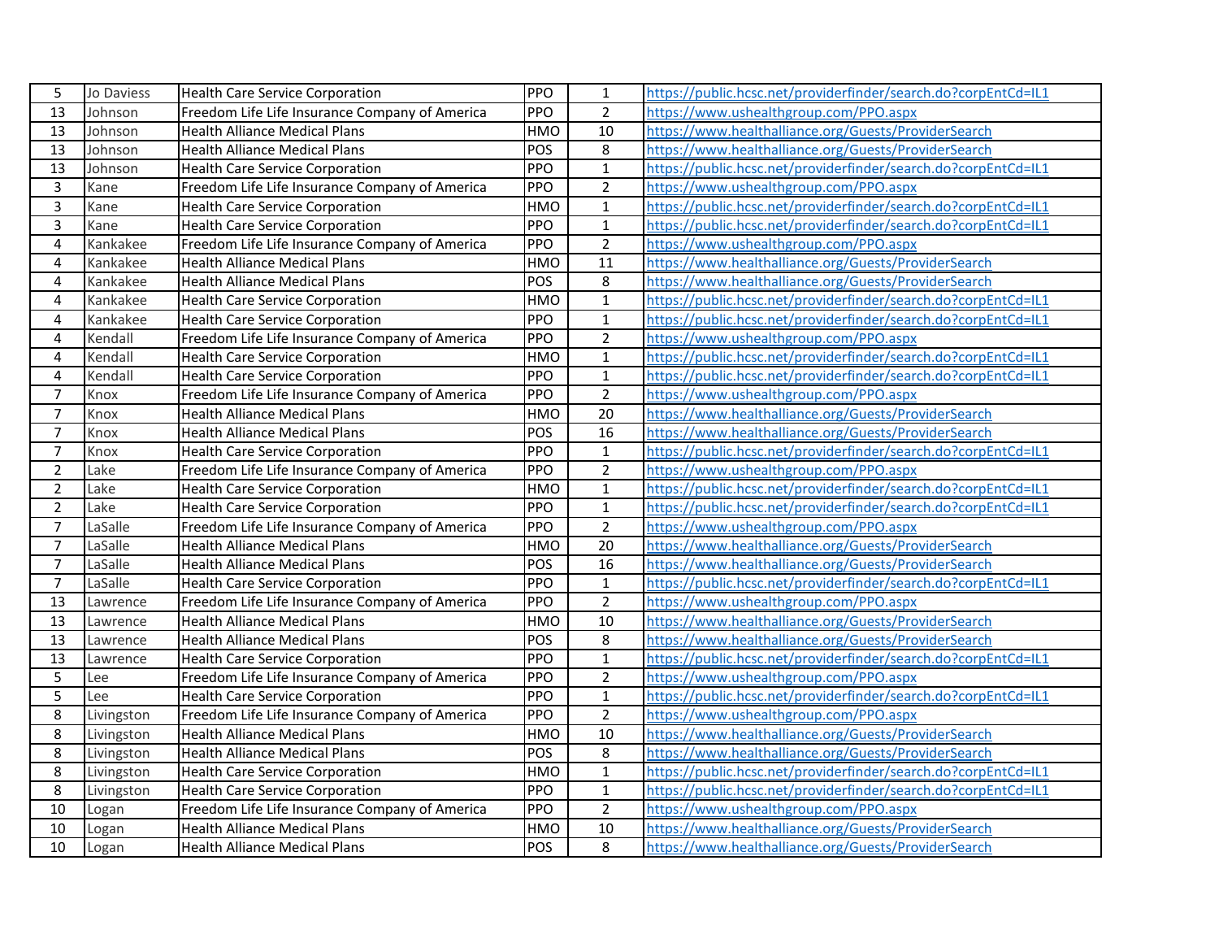| | | | | | |
|---|---|---|---|---|---|
| 5 | Jo Daviess | Health Care Service Corporation | PPO | 1 | https://public.hcsc.net/providerfinder/search.do?corpEntCd=IL1 |
| 13 | Johnson | Freedom Life Life Insurance Company of America | PPO | 2 | https://www.ushealthgroup.com/PPO.aspx |
| 13 | Johnson | Health Alliance Medical Plans | HMO | 10 | https://www.healthalliance.org/Guests/ProviderSearch |
| 13 | Johnson | Health Alliance Medical Plans | POS | 8 | https://www.healthalliance.org/Guests/ProviderSearch |
| 13 | Johnson | Health Care Service Corporation | PPO | 1 | https://public.hcsc.net/providerfinder/search.do?corpEntCd=IL1 |
| 3 | Kane | Freedom Life Life Insurance Company of America | PPO | 2 | https://www.ushealthgroup.com/PPO.aspx |
| 3 | Kane | Health Care Service Corporation | HMO | 1 | https://public.hcsc.net/providerfinder/search.do?corpEntCd=IL1 |
| 3 | Kane | Health Care Service Corporation | PPO | 1 | https://public.hcsc.net/providerfinder/search.do?corpEntCd=IL1 |
| 4 | Kankakee | Freedom Life Life Insurance Company of America | PPO | 2 | https://www.ushealthgroup.com/PPO.aspx |
| 4 | Kankakee | Health Alliance Medical Plans | HMO | 11 | https://www.healthalliance.org/Guests/ProviderSearch |
| 4 | Kankakee | Health Alliance Medical Plans | POS | 8 | https://www.healthalliance.org/Guests/ProviderSearch |
| 4 | Kankakee | Health Care Service Corporation | HMO | 1 | https://public.hcsc.net/providerfinder/search.do?corpEntCd=IL1 |
| 4 | Kankakee | Health Care Service Corporation | PPO | 1 | https://public.hcsc.net/providerfinder/search.do?corpEntCd=IL1 |
| 4 | Kendall | Freedom Life Life Insurance Company of America | PPO | 2 | https://www.ushealthgroup.com/PPO.aspx |
| 4 | Kendall | Health Care Service Corporation | HMO | 1 | https://public.hcsc.net/providerfinder/search.do?corpEntCd=IL1 |
| 4 | Kendall | Health Care Service Corporation | PPO | 1 | https://public.hcsc.net/providerfinder/search.do?corpEntCd=IL1 |
| 7 | Knox | Freedom Life Life Insurance Company of America | PPO | 2 | https://www.ushealthgroup.com/PPO.aspx |
| 7 | Knox | Health Alliance Medical Plans | HMO | 20 | https://www.healthalliance.org/Guests/ProviderSearch |
| 7 | Knox | Health Alliance Medical Plans | POS | 16 | https://www.healthalliance.org/Guests/ProviderSearch |
| 7 | Knox | Health Care Service Corporation | PPO | 1 | https://public.hcsc.net/providerfinder/search.do?corpEntCd=IL1 |
| 2 | Lake | Freedom Life Life Insurance Company of America | PPO | 2 | https://www.ushealthgroup.com/PPO.aspx |
| 2 | Lake | Health Care Service Corporation | HMO | 1 | https://public.hcsc.net/providerfinder/search.do?corpEntCd=IL1 |
| 2 | Lake | Health Care Service Corporation | PPO | 1 | https://public.hcsc.net/providerfinder/search.do?corpEntCd=IL1 |
| 7 | LaSalle | Freedom Life Life Insurance Company of America | PPO | 2 | https://www.ushealthgroup.com/PPO.aspx |
| 7 | LaSalle | Health Alliance Medical Plans | HMO | 20 | https://www.healthalliance.org/Guests/ProviderSearch |
| 7 | LaSalle | Health Alliance Medical Plans | POS | 16 | https://www.healthalliance.org/Guests/ProviderSearch |
| 7 | LaSalle | Health Care Service Corporation | PPO | 1 | https://public.hcsc.net/providerfinder/search.do?corpEntCd=IL1 |
| 13 | Lawrence | Freedom Life Life Insurance Company of America | PPO | 2 | https://www.ushealthgroup.com/PPO.aspx |
| 13 | Lawrence | Health Alliance Medical Plans | HMO | 10 | https://www.healthalliance.org/Guests/ProviderSearch |
| 13 | Lawrence | Health Alliance Medical Plans | POS | 8 | https://www.healthalliance.org/Guests/ProviderSearch |
| 13 | Lawrence | Health Care Service Corporation | PPO | 1 | https://public.hcsc.net/providerfinder/search.do?corpEntCd=IL1 |
| 5 | Lee | Freedom Life Life Insurance Company of America | PPO | 2 | https://www.ushealthgroup.com/PPO.aspx |
| 5 | Lee | Health Care Service Corporation | PPO | 1 | https://public.hcsc.net/providerfinder/search.do?corpEntCd=IL1 |
| 8 | Livingston | Freedom Life Life Insurance Company of America | PPO | 2 | https://www.ushealthgroup.com/PPO.aspx |
| 8 | Livingston | Health Alliance Medical Plans | HMO | 10 | https://www.healthalliance.org/Guests/ProviderSearch |
| 8 | Livingston | Health Alliance Medical Plans | POS | 8 | https://www.healthalliance.org/Guests/ProviderSearch |
| 8 | Livingston | Health Care Service Corporation | HMO | 1 | https://public.hcsc.net/providerfinder/search.do?corpEntCd=IL1 |
| 8 | Livingston | Health Care Service Corporation | PPO | 1 | https://public.hcsc.net/providerfinder/search.do?corpEntCd=IL1 |
| 10 | Logan | Freedom Life Life Insurance Company of America | PPO | 2 | https://www.ushealthgroup.com/PPO.aspx |
| 10 | Logan | Health Alliance Medical Plans | HMO | 10 | https://www.healthalliance.org/Guests/ProviderSearch |
| 10 | Logan | Health Alliance Medical Plans | POS | 8 | https://www.healthalliance.org/Guests/ProviderSearch |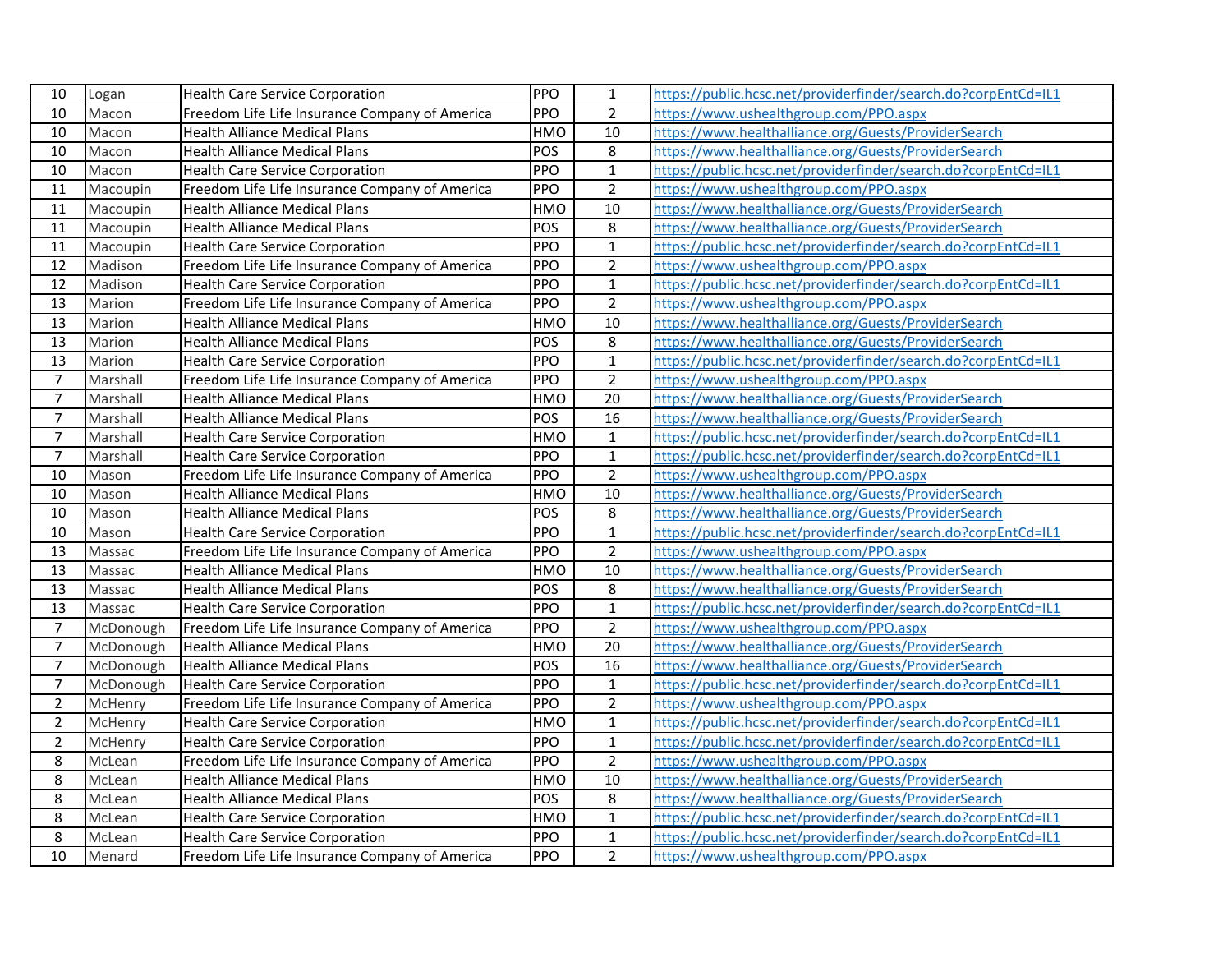| | | | | | |
|---|---|---|---|---|---|
| 10 | Logan | Health Care Service Corporation | PPO | 1 | https://public.hcsc.net/providerfinder/search.do?corpEntCd=IL1 |
| 10 | Macon | Freedom Life Life Insurance Company of America | PPO | 2 | https://www.ushealthgroup.com/PPO.aspx |
| 10 | Macon | Health Alliance Medical Plans | HMO | 10 | https://www.healthalliance.org/Guests/ProviderSearch |
| 10 | Macon | Health Alliance Medical Plans | POS | 8 | https://www.healthalliance.org/Guests/ProviderSearch |
| 10 | Macon | Health Care Service Corporation | PPO | 1 | https://public.hcsc.net/providerfinder/search.do?corpEntCd=IL1 |
| 11 | Macoupin | Freedom Life Life Insurance Company of America | PPO | 2 | https://www.ushealthgroup.com/PPO.aspx |
| 11 | Macoupin | Health Alliance Medical Plans | HMO | 10 | https://www.healthalliance.org/Guests/ProviderSearch |
| 11 | Macoupin | Health Alliance Medical Plans | POS | 8 | https://www.healthalliance.org/Guests/ProviderSearch |
| 11 | Macoupin | Health Care Service Corporation | PPO | 1 | https://public.hcsc.net/providerfinder/search.do?corpEntCd=IL1 |
| 12 | Madison | Freedom Life Life Insurance Company of America | PPO | 2 | https://www.ushealthgroup.com/PPO.aspx |
| 12 | Madison | Health Care Service Corporation | PPO | 1 | https://public.hcsc.net/providerfinder/search.do?corpEntCd=IL1 |
| 13 | Marion | Freedom Life Life Insurance Company of America | PPO | 2 | https://www.ushealthgroup.com/PPO.aspx |
| 13 | Marion | Health Alliance Medical Plans | HMO | 10 | https://www.healthalliance.org/Guests/ProviderSearch |
| 13 | Marion | Health Alliance Medical Plans | POS | 8 | https://www.healthalliance.org/Guests/ProviderSearch |
| 13 | Marion | Health Care Service Corporation | PPO | 1 | https://public.hcsc.net/providerfinder/search.do?corpEntCd=IL1 |
| 7 | Marshall | Freedom Life Life Insurance Company of America | PPO | 2 | https://www.ushealthgroup.com/PPO.aspx |
| 7 | Marshall | Health Alliance Medical Plans | HMO | 20 | https://www.healthalliance.org/Guests/ProviderSearch |
| 7 | Marshall | Health Alliance Medical Plans | POS | 16 | https://www.healthalliance.org/Guests/ProviderSearch |
| 7 | Marshall | Health Care Service Corporation | HMO | 1 | https://public.hcsc.net/providerfinder/search.do?corpEntCd=IL1 |
| 7 | Marshall | Health Care Service Corporation | PPO | 1 | https://public.hcsc.net/providerfinder/search.do?corpEntCd=IL1 |
| 10 | Mason | Freedom Life Life Insurance Company of America | PPO | 2 | https://www.ushealthgroup.com/PPO.aspx |
| 10 | Mason | Health Alliance Medical Plans | HMO | 10 | https://www.healthalliance.org/Guests/ProviderSearch |
| 10 | Mason | Health Alliance Medical Plans | POS | 8 | https://www.healthalliance.org/Guests/ProviderSearch |
| 10 | Mason | Health Care Service Corporation | PPO | 1 | https://public.hcsc.net/providerfinder/search.do?corpEntCd=IL1 |
| 13 | Massac | Freedom Life Life Insurance Company of America | PPO | 2 | https://www.ushealthgroup.com/PPO.aspx |
| 13 | Massac | Health Alliance Medical Plans | HMO | 10 | https://www.healthalliance.org/Guests/ProviderSearch |
| 13 | Massac | Health Alliance Medical Plans | POS | 8 | https://www.healthalliance.org/Guests/ProviderSearch |
| 13 | Massac | Health Care Service Corporation | PPO | 1 | https://public.hcsc.net/providerfinder/search.do?corpEntCd=IL1 |
| 7 | McDonough | Freedom Life Life Insurance Company of America | PPO | 2 | https://www.ushealthgroup.com/PPO.aspx |
| 7 | McDonough | Health Alliance Medical Plans | HMO | 20 | https://www.healthalliance.org/Guests/ProviderSearch |
| 7 | McDonough | Health Alliance Medical Plans | POS | 16 | https://www.healthalliance.org/Guests/ProviderSearch |
| 7 | McDonough | Health Care Service Corporation | PPO | 1 | https://public.hcsc.net/providerfinder/search.do?corpEntCd=IL1 |
| 2 | McHenry | Freedom Life Life Insurance Company of America | PPO | 2 | https://www.ushealthgroup.com/PPO.aspx |
| 2 | McHenry | Health Care Service Corporation | HMO | 1 | https://public.hcsc.net/providerfinder/search.do?corpEntCd=IL1 |
| 2 | McHenry | Health Care Service Corporation | PPO | 1 | https://public.hcsc.net/providerfinder/search.do?corpEntCd=IL1 |
| 8 | McLean | Freedom Life Life Insurance Company of America | PPO | 2 | https://www.ushealthgroup.com/PPO.aspx |
| 8 | McLean | Health Alliance Medical Plans | HMO | 10 | https://www.healthalliance.org/Guests/ProviderSearch |
| 8 | McLean | Health Alliance Medical Plans | POS | 8 | https://www.healthalliance.org/Guests/ProviderSearch |
| 8 | McLean | Health Care Service Corporation | HMO | 1 | https://public.hcsc.net/providerfinder/search.do?corpEntCd=IL1 |
| 8 | McLean | Health Care Service Corporation | PPO | 1 | https://public.hcsc.net/providerfinder/search.do?corpEntCd=IL1 |
| 10 | Menard | Freedom Life Life Insurance Company of America | PPO | 2 | https://www.ushealthgroup.com/PPO.aspx |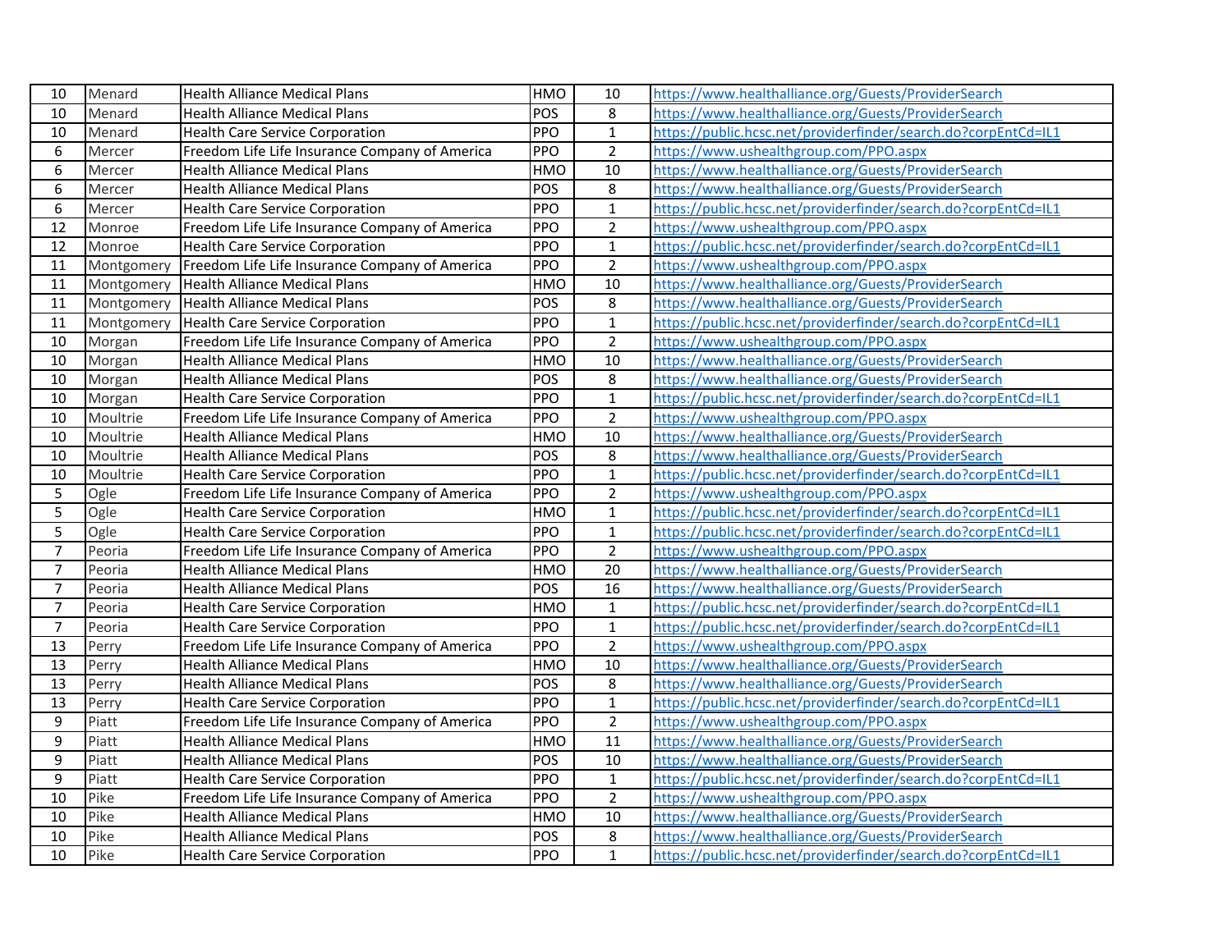| | | | | | |
|---|---|---|---|---|---|
| 10 | Menard | Health Alliance Medical Plans | HMO | 10 | https://www.healthalliance.org/Guests/ProviderSearch |
| 10 | Menard | Health Alliance Medical Plans | POS | 8 | https://www.healthalliance.org/Guests/ProviderSearch |
| 10 | Menard | Health Care Service Corporation | PPO | 1 | https://public.hcsc.net/providerfinder/search.do?corpEntCd=IL1 |
| 6 | Mercer | Freedom Life Life Insurance Company of America | PPO | 2 | https://www.ushealthgroup.com/PPO.aspx |
| 6 | Mercer | Health Alliance Medical Plans | HMO | 10 | https://www.healthalliance.org/Guests/ProviderSearch |
| 6 | Mercer | Health Alliance Medical Plans | POS | 8 | https://www.healthalliance.org/Guests/ProviderSearch |
| 6 | Mercer | Health Care Service Corporation | PPO | 1 | https://public.hcsc.net/providerfinder/search.do?corpEntCd=IL1 |
| 12 | Monroe | Freedom Life Life Insurance Company of America | PPO | 2 | https://www.ushealthgroup.com/PPO.aspx |
| 12 | Monroe | Health Care Service Corporation | PPO | 1 | https://public.hcsc.net/providerfinder/search.do?corpEntCd=IL1 |
| 11 | Montgomery | Freedom Life Life Insurance Company of America | PPO | 2 | https://www.ushealthgroup.com/PPO.aspx |
| 11 | Montgomery | Health Alliance Medical Plans | HMO | 10 | https://www.healthalliance.org/Guests/ProviderSearch |
| 11 | Montgomery | Health Alliance Medical Plans | POS | 8 | https://www.healthalliance.org/Guests/ProviderSearch |
| 11 | Montgomery | Health Care Service Corporation | PPO | 1 | https://public.hcsc.net/providerfinder/search.do?corpEntCd=IL1 |
| 10 | Morgan | Freedom Life Life Insurance Company of America | PPO | 2 | https://www.ushealthgroup.com/PPO.aspx |
| 10 | Morgan | Health Alliance Medical Plans | HMO | 10 | https://www.healthalliance.org/Guests/ProviderSearch |
| 10 | Morgan | Health Alliance Medical Plans | POS | 8 | https://www.healthalliance.org/Guests/ProviderSearch |
| 10 | Morgan | Health Care Service Corporation | PPO | 1 | https://public.hcsc.net/providerfinder/search.do?corpEntCd=IL1 |
| 10 | Moultrie | Freedom Life Life Insurance Company of America | PPO | 2 | https://www.ushealthgroup.com/PPO.aspx |
| 10 | Moultrie | Health Alliance Medical Plans | HMO | 10 | https://www.healthalliance.org/Guests/ProviderSearch |
| 10 | Moultrie | Health Alliance Medical Plans | POS | 8 | https://www.healthalliance.org/Guests/ProviderSearch |
| 10 | Moultrie | Health Care Service Corporation | PPO | 1 | https://public.hcsc.net/providerfinder/search.do?corpEntCd=IL1 |
| 5 | Ogle | Freedom Life Life Insurance Company of America | PPO | 2 | https://www.ushealthgroup.com/PPO.aspx |
| 5 | Ogle | Health Care Service Corporation | HMO | 1 | https://public.hcsc.net/providerfinder/search.do?corpEntCd=IL1 |
| 5 | Ogle | Health Care Service Corporation | PPO | 1 | https://public.hcsc.net/providerfinder/search.do?corpEntCd=IL1 |
| 7 | Peoria | Freedom Life Life Insurance Company of America | PPO | 2 | https://www.ushealthgroup.com/PPO.aspx |
| 7 | Peoria | Health Alliance Medical Plans | HMO | 20 | https://www.healthalliance.org/Guests/ProviderSearch |
| 7 | Peoria | Health Alliance Medical Plans | POS | 16 | https://www.healthalliance.org/Guests/ProviderSearch |
| 7 | Peoria | Health Care Service Corporation | HMO | 1 | https://public.hcsc.net/providerfinder/search.do?corpEntCd=IL1 |
| 7 | Peoria | Health Care Service Corporation | PPO | 1 | https://public.hcsc.net/providerfinder/search.do?corpEntCd=IL1 |
| 13 | Perry | Freedom Life Life Insurance Company of America | PPO | 2 | https://www.ushealthgroup.com/PPO.aspx |
| 13 | Perry | Health Alliance Medical Plans | HMO | 10 | https://www.healthalliance.org/Guests/ProviderSearch |
| 13 | Perry | Health Alliance Medical Plans | POS | 8 | https://www.healthalliance.org/Guests/ProviderSearch |
| 13 | Perry | Health Care Service Corporation | PPO | 1 | https://public.hcsc.net/providerfinder/search.do?corpEntCd=IL1 |
| 9 | Piatt | Freedom Life Life Insurance Company of America | PPO | 2 | https://www.ushealthgroup.com/PPO.aspx |
| 9 | Piatt | Health Alliance Medical Plans | HMO | 11 | https://www.healthalliance.org/Guests/ProviderSearch |
| 9 | Piatt | Health Alliance Medical Plans | POS | 10 | https://www.healthalliance.org/Guests/ProviderSearch |
| 9 | Piatt | Health Care Service Corporation | PPO | 1 | https://public.hcsc.net/providerfinder/search.do?corpEntCd=IL1 |
| 10 | Pike | Freedom Life Life Insurance Company of America | PPO | 2 | https://www.ushealthgroup.com/PPO.aspx |
| 10 | Pike | Health Alliance Medical Plans | HMO | 10 | https://www.healthalliance.org/Guests/ProviderSearch |
| 10 | Pike | Health Alliance Medical Plans | POS | 8 | https://www.healthalliance.org/Guests/ProviderSearch |
| 10 | Pike | Health Care Service Corporation | PPO | 1 | https://public.hcsc.net/providerfinder/search.do?corpEntCd=IL1 |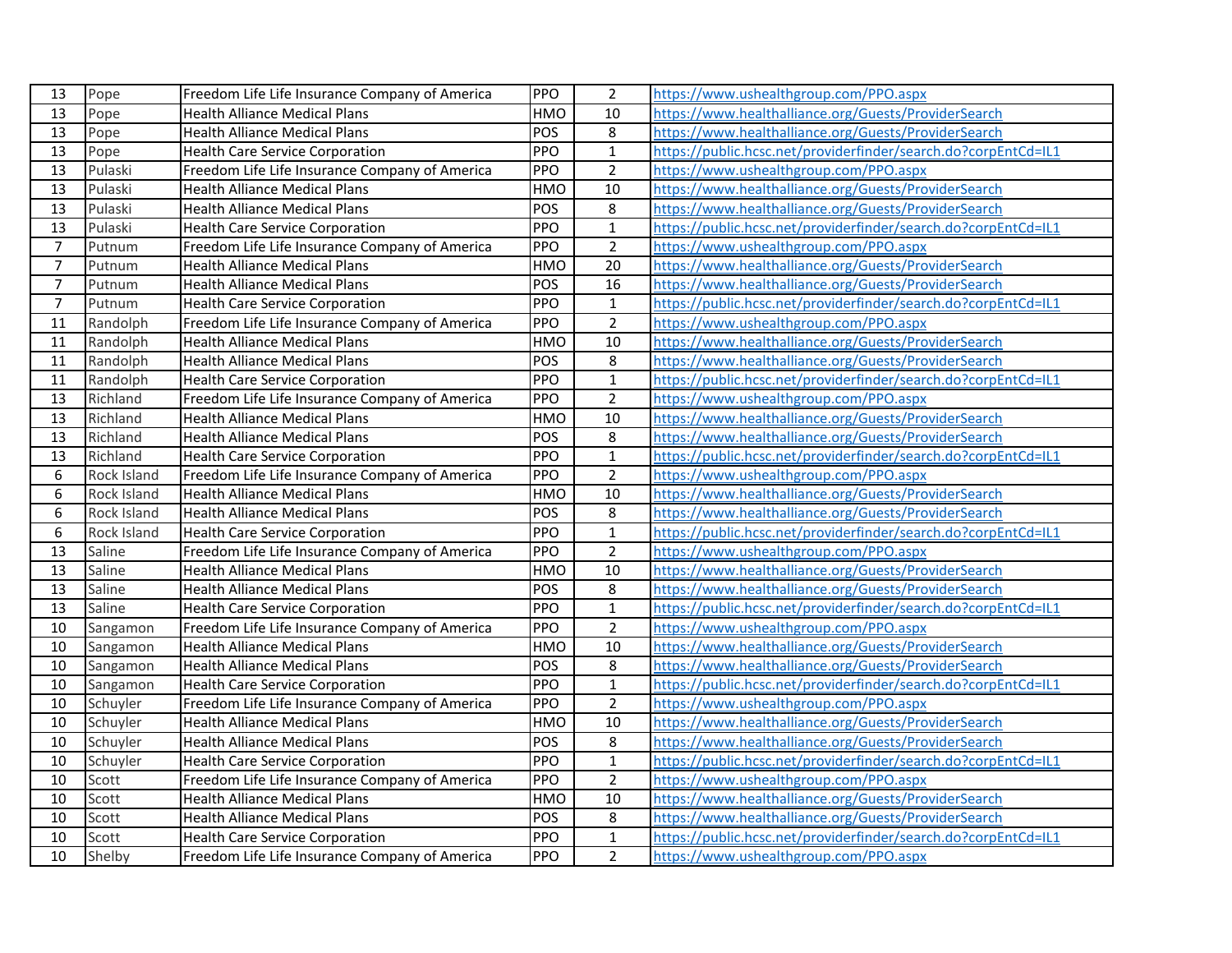| 13 | Pope | Freedom Life Life Insurance Company of America | PPO | 2 | https://www.ushealthgroup.com/PPO.aspx |
|---|---|---|---|---|---|
| 13 | Pope | Health Alliance Medical Plans | HMO | 10 | https://www.healthalliance.org/Guests/ProviderSearch |
| 13 | Pope | Health Alliance Medical Plans | POS | 8 | https://www.healthalliance.org/Guests/ProviderSearch |
| 13 | Pope | Health Care Service Corporation | PPO | 1 | https://public.hcsc.net/providerfinder/search.do?corpEntCd=IL1 |
| 13 | Pulaski | Freedom Life Life Insurance Company of America | PPO | 2 | https://www.ushealthgroup.com/PPO.aspx |
| 13 | Pulaski | Health Alliance Medical Plans | HMO | 10 | https://www.healthalliance.org/Guests/ProviderSearch |
| 13 | Pulaski | Health Alliance Medical Plans | POS | 8 | https://www.healthalliance.org/Guests/ProviderSearch |
| 13 | Pulaski | Health Care Service Corporation | PPO | 1 | https://public.hcsc.net/providerfinder/search.do?corpEntCd=IL1 |
| 7 | Putnum | Freedom Life Life Insurance Company of America | PPO | 2 | https://www.ushealthgroup.com/PPO.aspx |
| 7 | Putnum | Health Alliance Medical Plans | HMO | 20 | https://www.healthalliance.org/Guests/ProviderSearch |
| 7 | Putnum | Health Alliance Medical Plans | POS | 16 | https://www.healthalliance.org/Guests/ProviderSearch |
| 7 | Putnum | Health Care Service Corporation | PPO | 1 | https://public.hcsc.net/providerfinder/search.do?corpEntCd=IL1 |
| 11 | Randolph | Freedom Life Life Insurance Company of America | PPO | 2 | https://www.ushealthgroup.com/PPO.aspx |
| 11 | Randolph | Health Alliance Medical Plans | HMO | 10 | https://www.healthalliance.org/Guests/ProviderSearch |
| 11 | Randolph | Health Alliance Medical Plans | POS | 8 | https://www.healthalliance.org/Guests/ProviderSearch |
| 11 | Randolph | Health Care Service Corporation | PPO | 1 | https://public.hcsc.net/providerfinder/search.do?corpEntCd=IL1 |
| 13 | Richland | Freedom Life Life Insurance Company of America | PPO | 2 | https://www.ushealthgroup.com/PPO.aspx |
| 13 | Richland | Health Alliance Medical Plans | HMO | 10 | https://www.healthalliance.org/Guests/ProviderSearch |
| 13 | Richland | Health Alliance Medical Plans | POS | 8 | https://www.healthalliance.org/Guests/ProviderSearch |
| 13 | Richland | Health Care Service Corporation | PPO | 1 | https://public.hcsc.net/providerfinder/search.do?corpEntCd=IL1 |
| 6 | Rock Island | Freedom Life Life Insurance Company of America | PPO | 2 | https://www.ushealthgroup.com/PPO.aspx |
| 6 | Rock Island | Health Alliance Medical Plans | HMO | 10 | https://www.healthalliance.org/Guests/ProviderSearch |
| 6 | Rock Island | Health Alliance Medical Plans | POS | 8 | https://www.healthalliance.org/Guests/ProviderSearch |
| 6 | Rock Island | Health Care Service Corporation | PPO | 1 | https://public.hcsc.net/providerfinder/search.do?corpEntCd=IL1 |
| 13 | Saline | Freedom Life Life Insurance Company of America | PPO | 2 | https://www.ushealthgroup.com/PPO.aspx |
| 13 | Saline | Health Alliance Medical Plans | HMO | 10 | https://www.healthalliance.org/Guests/ProviderSearch |
| 13 | Saline | Health Alliance Medical Plans | POS | 8 | https://www.healthalliance.org/Guests/ProviderSearch |
| 13 | Saline | Health Care Service Corporation | PPO | 1 | https://public.hcsc.net/providerfinder/search.do?corpEntCd=IL1 |
| 10 | Sangamon | Freedom Life Life Insurance Company of America | PPO | 2 | https://www.ushealthgroup.com/PPO.aspx |
| 10 | Sangamon | Health Alliance Medical Plans | HMO | 10 | https://www.healthalliance.org/Guests/ProviderSearch |
| 10 | Sangamon | Health Alliance Medical Plans | POS | 8 | https://www.healthalliance.org/Guests/ProviderSearch |
| 10 | Sangamon | Health Care Service Corporation | PPO | 1 | https://public.hcsc.net/providerfinder/search.do?corpEntCd=IL1 |
| 10 | Schuyler | Freedom Life Life Insurance Company of America | PPO | 2 | https://www.ushealthgroup.com/PPO.aspx |
| 10 | Schuyler | Health Alliance Medical Plans | HMO | 10 | https://www.healthalliance.org/Guests/ProviderSearch |
| 10 | Schuyler | Health Alliance Medical Plans | POS | 8 | https://www.healthalliance.org/Guests/ProviderSearch |
| 10 | Schuyler | Health Care Service Corporation | PPO | 1 | https://public.hcsc.net/providerfinder/search.do?corpEntCd=IL1 |
| 10 | Scott | Freedom Life Life Insurance Company of America | PPO | 2 | https://www.ushealthgroup.com/PPO.aspx |
| 10 | Scott | Health Alliance Medical Plans | HMO | 10 | https://www.healthalliance.org/Guests/ProviderSearch |
| 10 | Scott | Health Alliance Medical Plans | POS | 8 | https://www.healthalliance.org/Guests/ProviderSearch |
| 10 | Scott | Health Care Service Corporation | PPO | 1 | https://public.hcsc.net/providerfinder/search.do?corpEntCd=IL1 |
| 10 | Shelby | Freedom Life Life Insurance Company of America | PPO | 2 | https://www.ushealthgroup.com/PPO.aspx |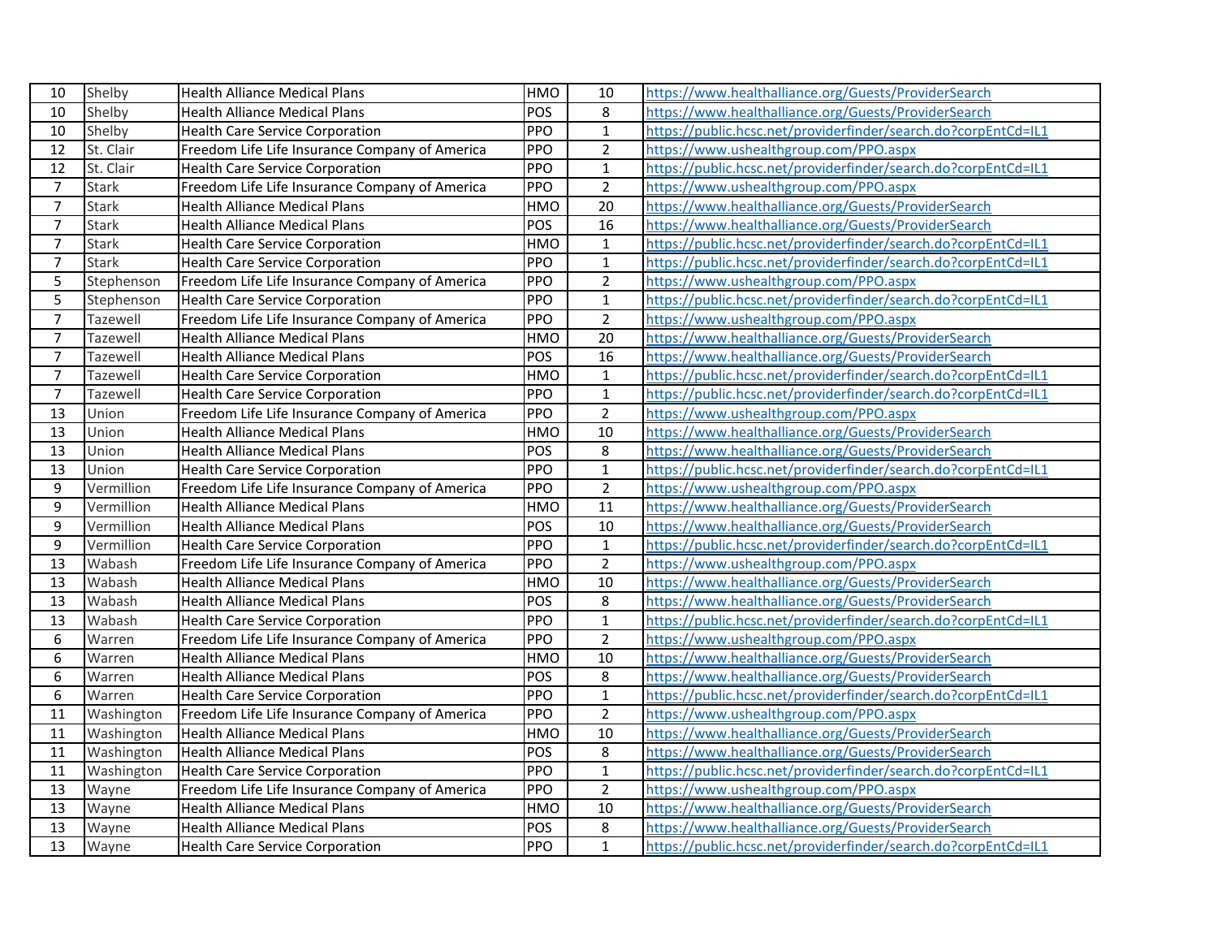| | | | | | |
|---|---|---|---|---|---|
| 10 | Shelby | Health Alliance Medical Plans | HMO | 10 | https://www.healthalliance.org/Guests/ProviderSearch |
| 10 | Shelby | Health Alliance Medical Plans | POS | 8 | https://www.healthalliance.org/Guests/ProviderSearch |
| 10 | Shelby | Health Care Service Corporation | PPO | 1 | https://public.hcsc.net/providerfinder/search.do?corpEntCd=IL1 |
| 12 | St. Clair | Freedom Life Life Insurance Company of America | PPO | 2 | https://www.ushealthgroup.com/PPO.aspx |
| 12 | St. Clair | Health Care Service Corporation | PPO | 1 | https://public.hcsc.net/providerfinder/search.do?corpEntCd=IL1 |
| 7 | Stark | Freedom Life Life Insurance Company of America | PPO | 2 | https://www.ushealthgroup.com/PPO.aspx |
| 7 | Stark | Health Alliance Medical Plans | HMO | 20 | https://www.healthalliance.org/Guests/ProviderSearch |
| 7 | Stark | Health Alliance Medical Plans | POS | 16 | https://www.healthalliance.org/Guests/ProviderSearch |
| 7 | Stark | Health Care Service Corporation | HMO | 1 | https://public.hcsc.net/providerfinder/search.do?corpEntCd=IL1 |
| 7 | Stark | Health Care Service Corporation | PPO | 1 | https://public.hcsc.net/providerfinder/search.do?corpEntCd=IL1 |
| 5 | Stephenson | Freedom Life Life Insurance Company of America | PPO | 2 | https://www.ushealthgroup.com/PPO.aspx |
| 5 | Stephenson | Health Care Service Corporation | PPO | 1 | https://public.hcsc.net/providerfinder/search.do?corpEntCd=IL1 |
| 7 | Tazewell | Freedom Life Life Insurance Company of America | PPO | 2 | https://www.ushealthgroup.com/PPO.aspx |
| 7 | Tazewell | Health Alliance Medical Plans | HMO | 20 | https://www.healthalliance.org/Guests/ProviderSearch |
| 7 | Tazewell | Health Alliance Medical Plans | POS | 16 | https://www.healthalliance.org/Guests/ProviderSearch |
| 7 | Tazewell | Health Care Service Corporation | HMO | 1 | https://public.hcsc.net/providerfinder/search.do?corpEntCd=IL1 |
| 7 | Tazewell | Health Care Service Corporation | PPO | 1 | https://public.hcsc.net/providerfinder/search.do?corpEntCd=IL1 |
| 13 | Union | Freedom Life Life Insurance Company of America | PPO | 2 | https://www.ushealthgroup.com/PPO.aspx |
| 13 | Union | Health Alliance Medical Plans | HMO | 10 | https://www.healthalliance.org/Guests/ProviderSearch |
| 13 | Union | Health Alliance Medical Plans | POS | 8 | https://www.healthalliance.org/Guests/ProviderSearch |
| 13 | Union | Health Care Service Corporation | PPO | 1 | https://public.hcsc.net/providerfinder/search.do?corpEntCd=IL1 |
| 9 | Vermillion | Freedom Life Life Insurance Company of America | PPO | 2 | https://www.ushealthgroup.com/PPO.aspx |
| 9 | Vermillion | Health Alliance Medical Plans | HMO | 11 | https://www.healthalliance.org/Guests/ProviderSearch |
| 9 | Vermillion | Health Alliance Medical Plans | POS | 10 | https://www.healthalliance.org/Guests/ProviderSearch |
| 9 | Vermillion | Health Care Service Corporation | PPO | 1 | https://public.hcsc.net/providerfinder/search.do?corpEntCd=IL1 |
| 13 | Wabash | Freedom Life Life Insurance Company of America | PPO | 2 | https://www.ushealthgroup.com/PPO.aspx |
| 13 | Wabash | Health Alliance Medical Plans | HMO | 10 | https://www.healthalliance.org/Guests/ProviderSearch |
| 13 | Wabash | Health Alliance Medical Plans | POS | 8 | https://www.healthalliance.org/Guests/ProviderSearch |
| 13 | Wabash | Health Care Service Corporation | PPO | 1 | https://public.hcsc.net/providerfinder/search.do?corpEntCd=IL1 |
| 6 | Warren | Freedom Life Life Insurance Company of America | PPO | 2 | https://www.ushealthgroup.com/PPO.aspx |
| 6 | Warren | Health Alliance Medical Plans | HMO | 10 | https://www.healthalliance.org/Guests/ProviderSearch |
| 6 | Warren | Health Alliance Medical Plans | POS | 8 | https://www.healthalliance.org/Guests/ProviderSearch |
| 6 | Warren | Health Care Service Corporation | PPO | 1 | https://public.hcsc.net/providerfinder/search.do?corpEntCd=IL1 |
| 11 | Washington | Freedom Life Life Insurance Company of America | PPO | 2 | https://www.ushealthgroup.com/PPO.aspx |
| 11 | Washington | Health Alliance Medical Plans | HMO | 10 | https://www.healthalliance.org/Guests/ProviderSearch |
| 11 | Washington | Health Alliance Medical Plans | POS | 8 | https://www.healthalliance.org/Guests/ProviderSearch |
| 11 | Washington | Health Care Service Corporation | PPO | 1 | https://public.hcsc.net/providerfinder/search.do?corpEntCd=IL1 |
| 13 | Wayne | Freedom Life Life Insurance Company of America | PPO | 2 | https://www.ushealthgroup.com/PPO.aspx |
| 13 | Wayne | Health Alliance Medical Plans | HMO | 10 | https://www.healthalliance.org/Guests/ProviderSearch |
| 13 | Wayne | Health Alliance Medical Plans | POS | 8 | https://www.healthalliance.org/Guests/ProviderSearch |
| 13 | Wayne | Health Care Service Corporation | PPO | 1 | https://public.hcsc.net/providerfinder/search.do?corpEntCd=IL1 |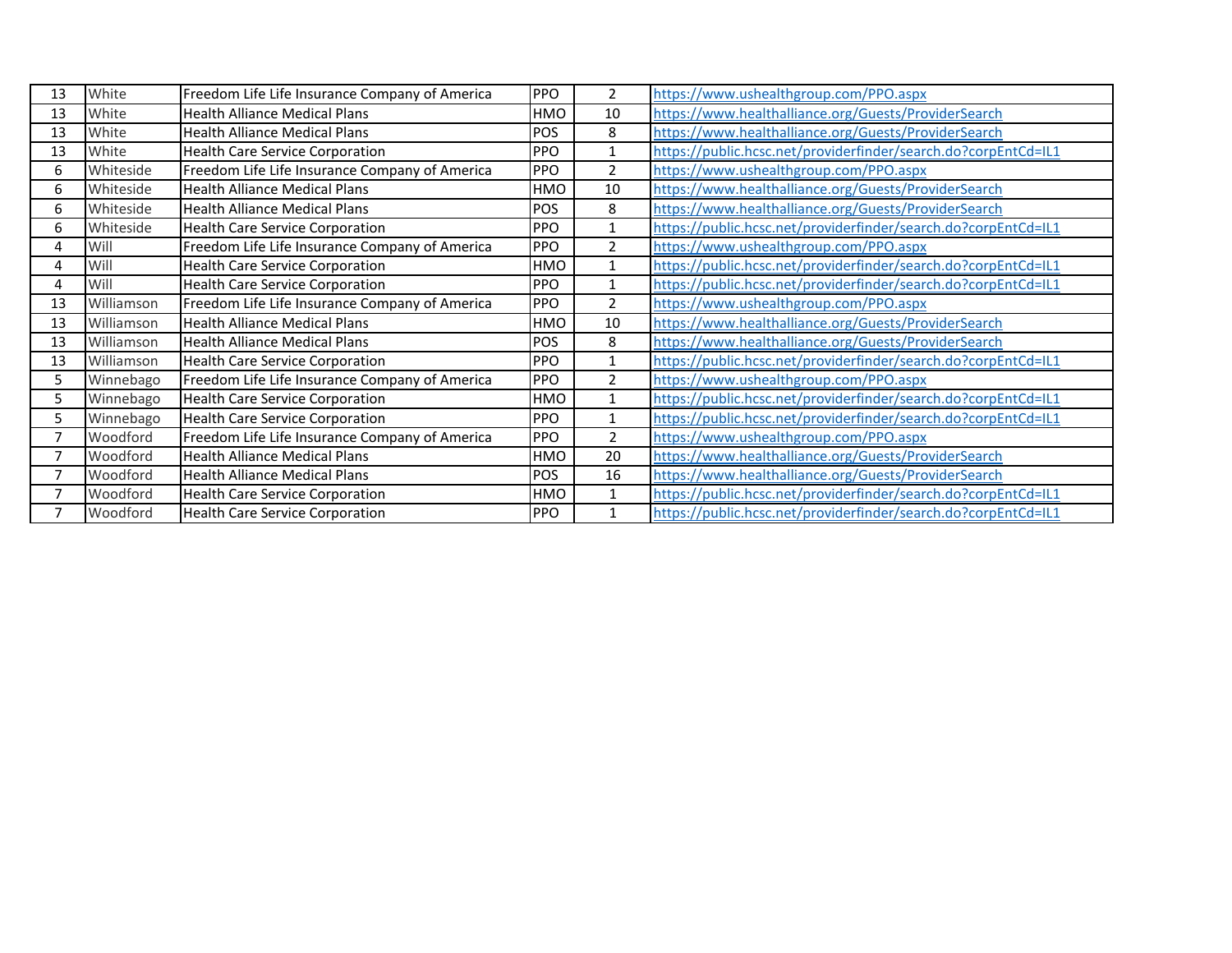| | | | | | |
|---|---|---|---|---|---|
| 13 | White | Freedom Life Life Insurance Company of America | PPO | 2 | https://www.ushealthgroup.com/PPO.aspx |
| 13 | White | Health Alliance Medical Plans | HMO | 10 | https://www.healthalliance.org/Guests/ProviderSearch |
| 13 | White | Health Alliance Medical Plans | POS | 8 | https://www.healthalliance.org/Guests/ProviderSearch |
| 13 | White | Health Care Service Corporation | PPO | 1 | https://public.hcsc.net/providerfinder/search.do?corpEntCd=IL1 |
| 6 | Whiteside | Freedom Life Life Insurance Company of America | PPO | 2 | https://www.ushealthgroup.com/PPO.aspx |
| 6 | Whiteside | Health Alliance Medical Plans | HMO | 10 | https://www.healthalliance.org/Guests/ProviderSearch |
| 6 | Whiteside | Health Alliance Medical Plans | POS | 8 | https://www.healthalliance.org/Guests/ProviderSearch |
| 6 | Whiteside | Health Care Service Corporation | PPO | 1 | https://public.hcsc.net/providerfinder/search.do?corpEntCd=IL1 |
| 4 | Will | Freedom Life Life Insurance Company of America | PPO | 2 | https://www.ushealthgroup.com/PPO.aspx |
| 4 | Will | Health Care Service Corporation | HMO | 1 | https://public.hcsc.net/providerfinder/search.do?corpEntCd=IL1 |
| 4 | Will | Health Care Service Corporation | PPO | 1 | https://public.hcsc.net/providerfinder/search.do?corpEntCd=IL1 |
| 13 | Williamson | Freedom Life Life Insurance Company of America | PPO | 2 | https://www.ushealthgroup.com/PPO.aspx |
| 13 | Williamson | Health Alliance Medical Plans | HMO | 10 | https://www.healthalliance.org/Guests/ProviderSearch |
| 13 | Williamson | Health Alliance Medical Plans | POS | 8 | https://www.healthalliance.org/Guests/ProviderSearch |
| 13 | Williamson | Health Care Service Corporation | PPO | 1 | https://public.hcsc.net/providerfinder/search.do?corpEntCd=IL1 |
| 5 | Winnebago | Freedom Life Life Insurance Company of America | PPO | 2 | https://www.ushealthgroup.com/PPO.aspx |
| 5 | Winnebago | Health Care Service Corporation | HMO | 1 | https://public.hcsc.net/providerfinder/search.do?corpEntCd=IL1 |
| 5 | Winnebago | Health Care Service Corporation | PPO | 1 | https://public.hcsc.net/providerfinder/search.do?corpEntCd=IL1 |
| 7 | Woodford | Freedom Life Life Insurance Company of America | PPO | 2 | https://www.ushealthgroup.com/PPO.aspx |
| 7 | Woodford | Health Alliance Medical Plans | HMO | 20 | https://www.healthalliance.org/Guests/ProviderSearch |
| 7 | Woodford | Health Alliance Medical Plans | POS | 16 | https://www.healthalliance.org/Guests/ProviderSearch |
| 7 | Woodford | Health Care Service Corporation | HMO | 1 | https://public.hcsc.net/providerfinder/search.do?corpEntCd=IL1 |
| 7 | Woodford | Health Care Service Corporation | PPO | 1 | https://public.hcsc.net/providerfinder/search.do?corpEntCd=IL1 |